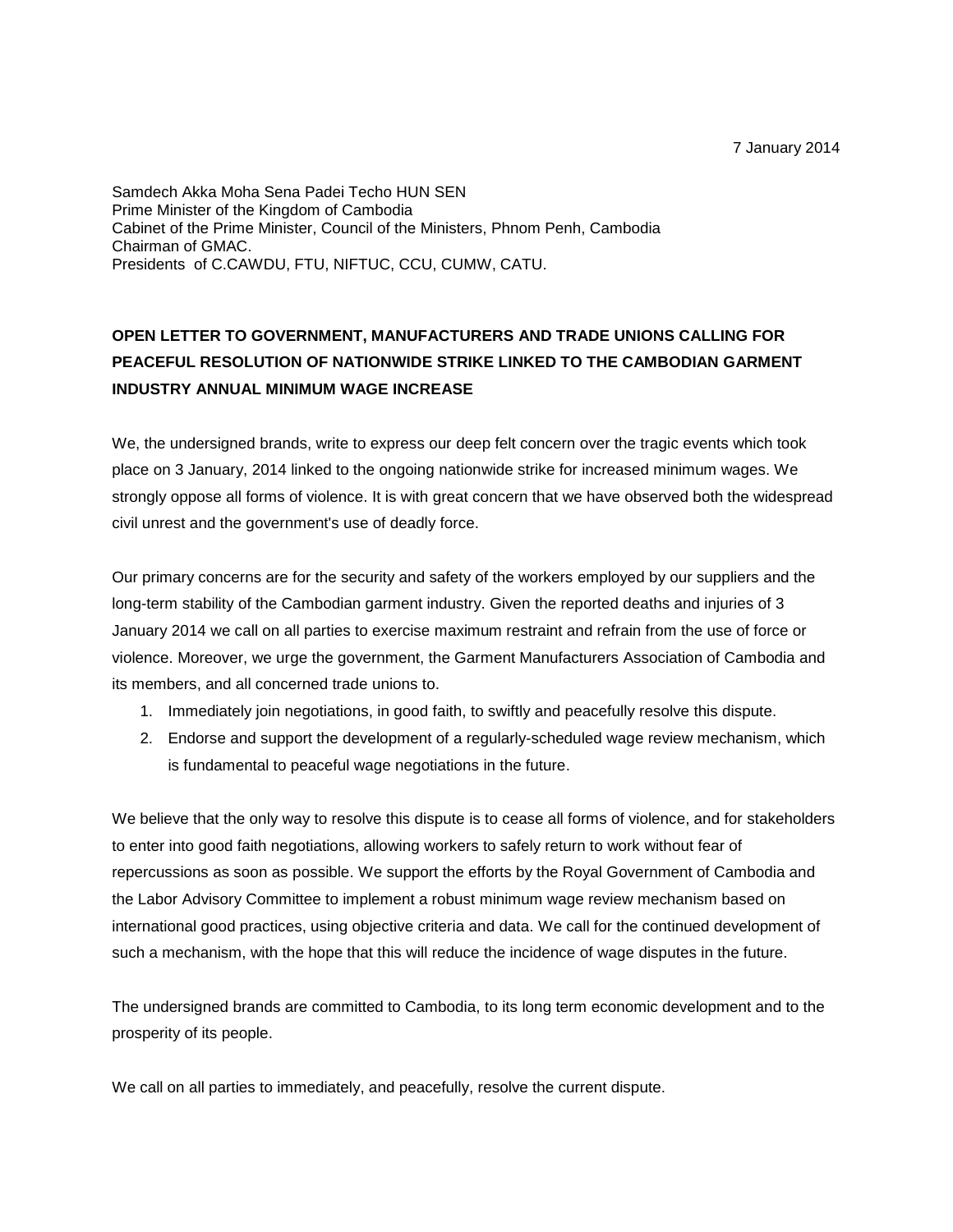7 January 2014

Samdech Akka Moha Sena Padei Techo HUN SEN
Prime Minister of the Kingdom of Cambodia
Cabinet of the Prime Minister, Council of the Ministers, Phnom Penh, Cambodia
Chairman of GMAC.
Presidents of C.CAWDU, FTU, NIFTUC, CCU, CUMW, CATU.

**OPEN LETTER TO GOVERNMENT, MANUFACTURERS AND TRADE UNIONS CALLING FOR PEACEFUL RESOLUTION OF NATIONWIDE STRIKE LINKED TO THE CAMBODIAN GARMENT INDUSTRY ANNUAL MINIMUM WAGE INCREASE**

We, the undersigned brands, write to express our deep felt concern over the tragic events which took place on 3 January, 2014 linked to the ongoing nationwide strike for increased minimum wages. We strongly oppose all forms of violence. It is with great concern that we have observed both the widespread civil unrest and the government's use of deadly force.

Our primary concerns are for the security and safety of the workers employed by our suppliers and the long-term stability of the Cambodian garment industry. Given the reported deaths and injuries of 3 January 2014 we call on all parties to exercise maximum restraint and refrain from the use of force or violence. Moreover, we urge the government, the Garment Manufacturers Association of Cambodia and its members, and all concerned trade unions to.

1. Immediately join negotiations, in good faith, to swiftly and peacefully resolve this dispute.
2. Endorse and support the development of a regularly-scheduled wage review mechanism, which is fundamental to peaceful wage negotiations in the future.

We believe that the only way to resolve this dispute is to cease all forms of violence, and for stakeholders to enter into good faith negotiations, allowing workers to safely return to work without fear of repercussions as soon as possible. We support the efforts by the Royal Government of Cambodia and the Labor Advisory Committee to implement a robust minimum wage review mechanism based on international good practices, using objective criteria and data. We call for the continued development of such a mechanism, with the hope that this will reduce the incidence of wage disputes in the future.

The undersigned brands are committed to Cambodia, to its long term economic development and to the prosperity of its people.

We call on all parties to immediately, and peacefully, resolve the current dispute.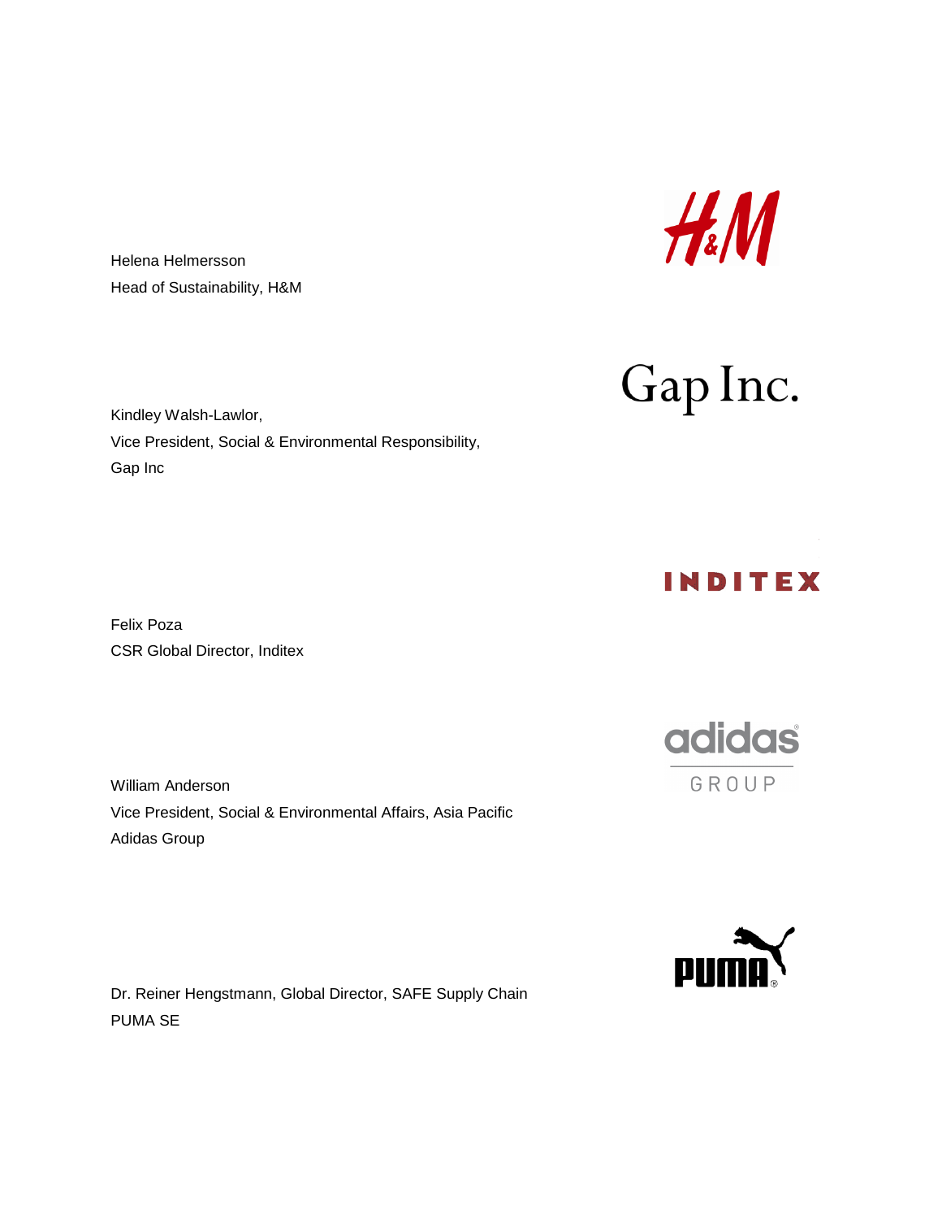Helena Helmersson
Head of Sustainability, H&M

Kindley Walsh-Lawlor,
Vice President, Social & Environmental Responsibility,
Gap Inc

Felix Poza
CSR Global Director, Inditex

William Anderson
Vice President, Social & Environmental Affairs, Asia Pacific
Adidas Group

Dr. Reiner Hengstmann, Global Director, SAFE Supply Chain
PUMA SE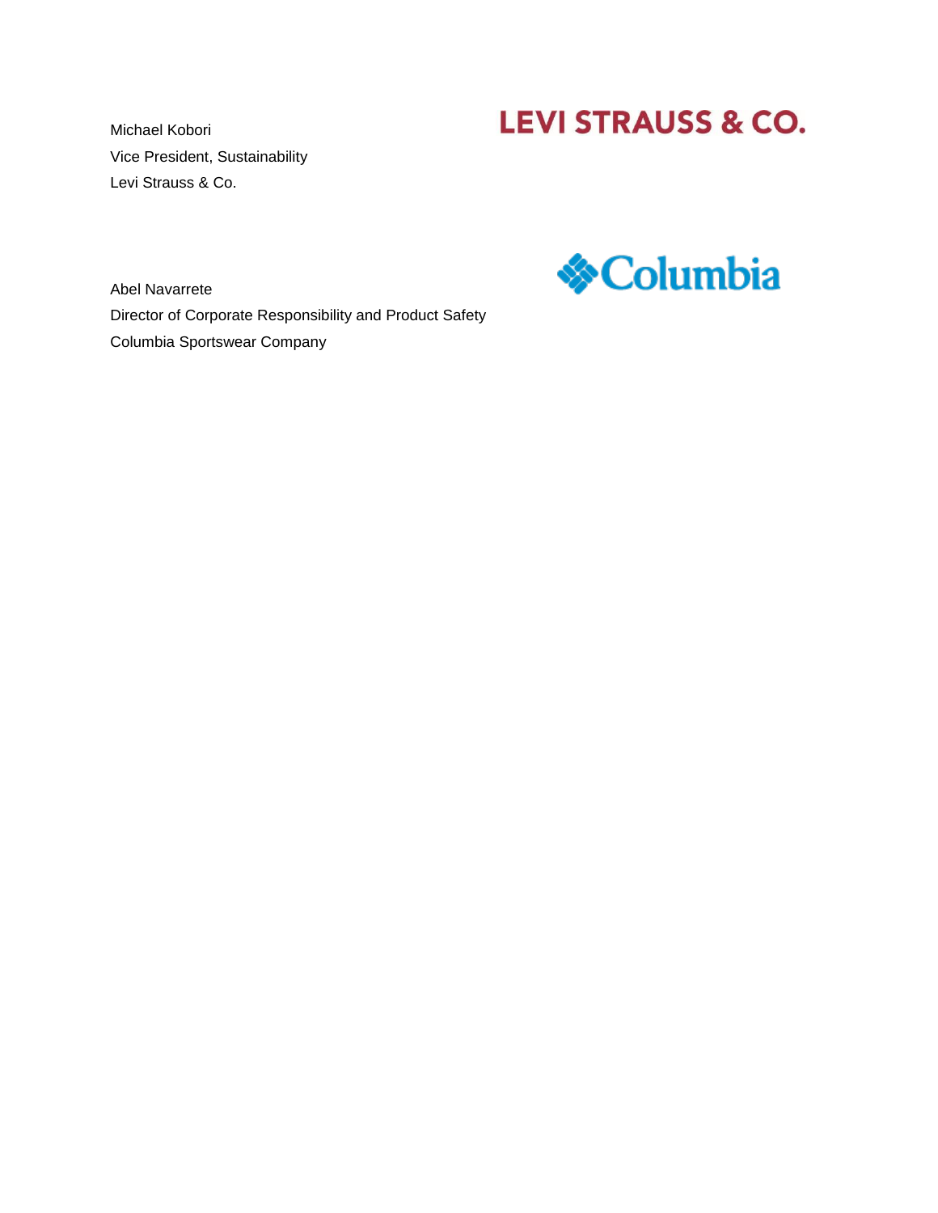Michael Kobori
Vice President, Sustainability
Levi Strauss & Co.

LEVI STRAUSS & CO.

Abel Navarrete
Director of Corporate Responsibility and Product Safety
Columbia Sportswear Company

Columbia